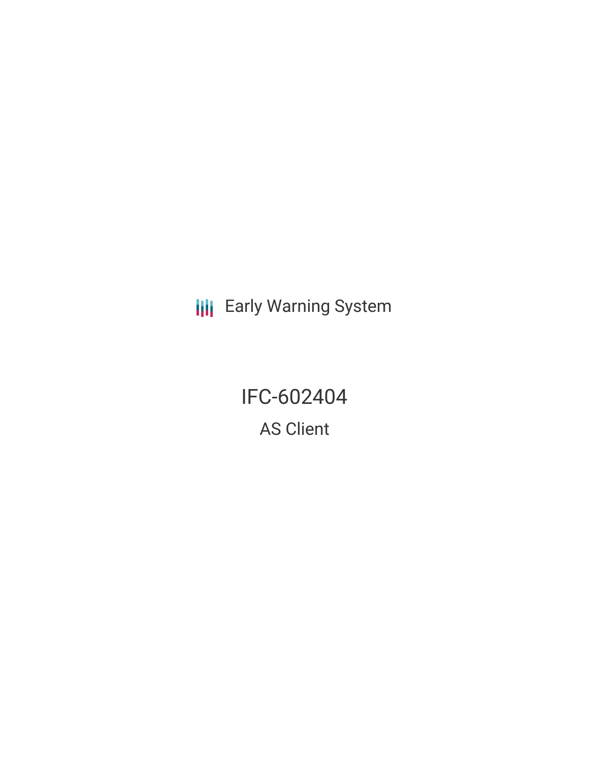Early Warning System

# IFC-602404

## AS Client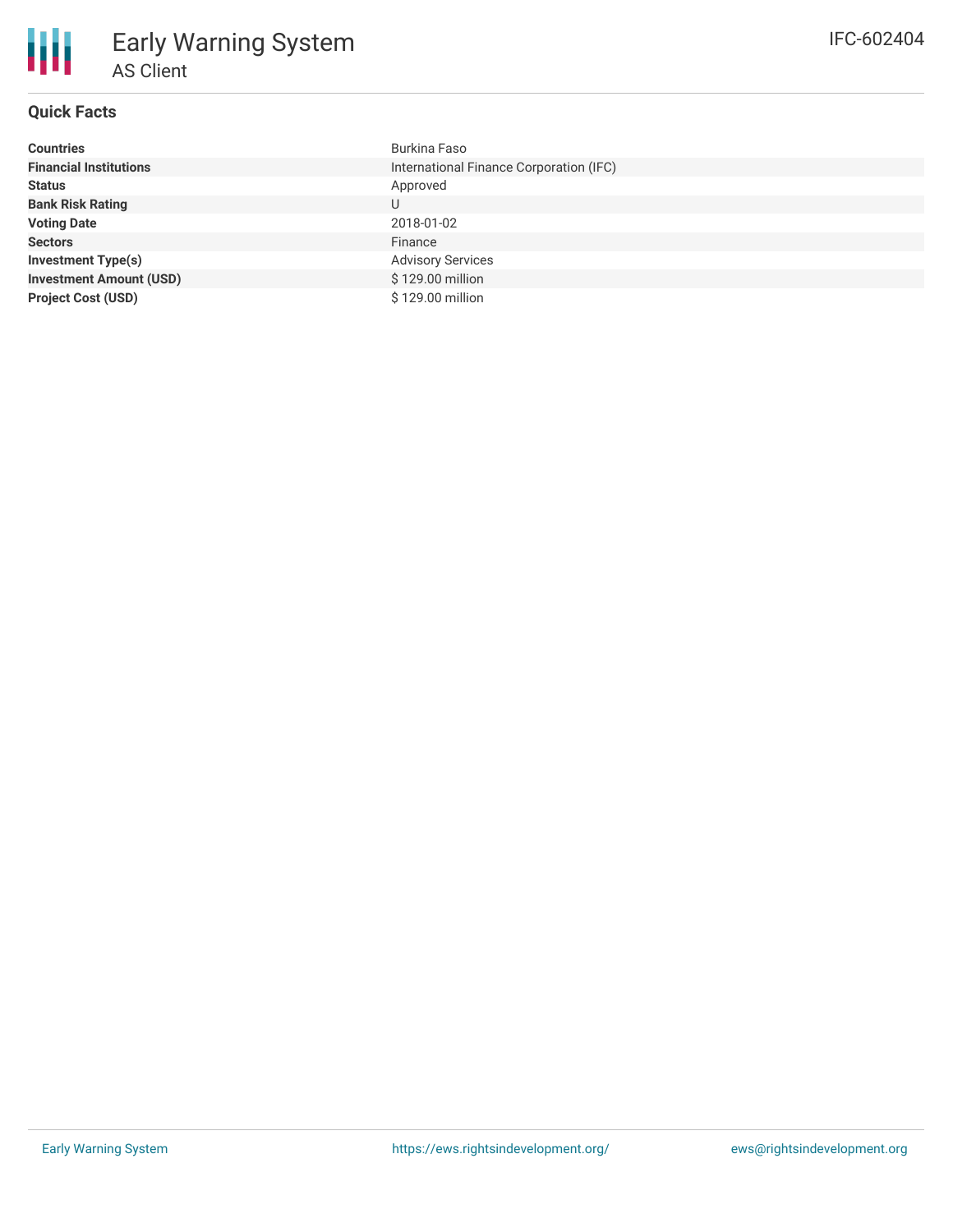# Early Warning System

## AS Client

IFC-602404

### Quick Facts

| | |
|---|---|
| **Countries** | Burkina Faso |
| **Financial Institutions** | International Finance Corporation (IFC) |
| **Status** | Approved |
| **Bank Risk Rating** | U |
| **Voting Date** | 2018-01-02 |
| **Sectors** | Finance |
| **Investment Type(s)** | Advisory Services |
| **Investment Amount (USD)** | $ 129.00 million |
| **Project Cost (USD)** | $ 129.00 million |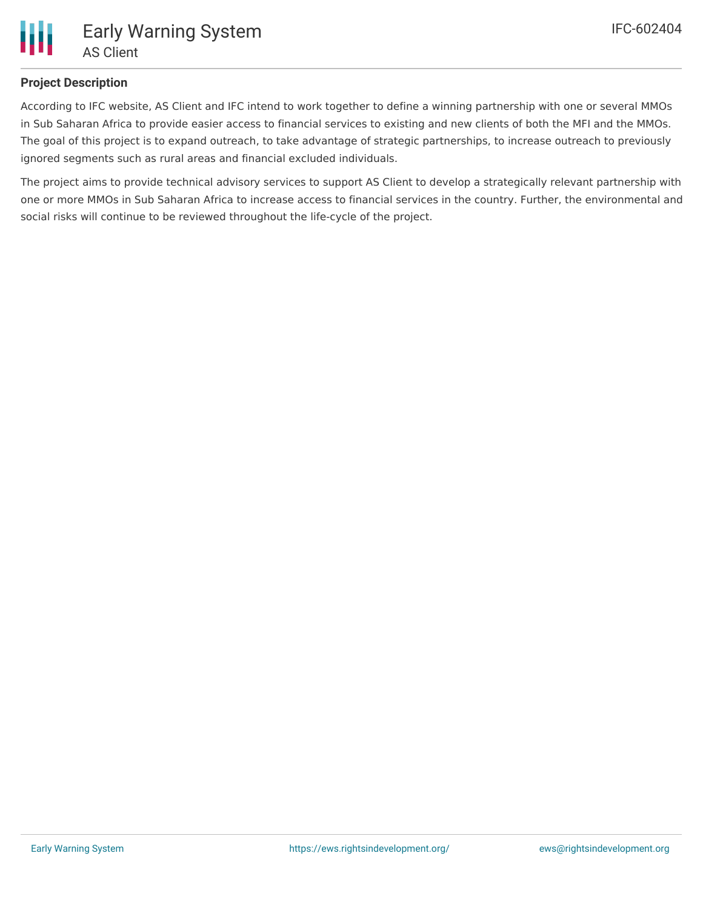## Project Description

According to IFC website, AS Client and IFC intend to work together to define a winning partnership with one or several MMOs in Sub Saharan Africa to provide easier access to financial services to existing and new clients of both the MFI and the MMOs. The goal of this project is to expand outreach, to take advantage of strategic partnerships, to increase outreach to previously ignored segments such as rural areas and financial excluded individuals.

The project aims to provide technical advisory services to support AS Client to develop a strategically relevant partnership with one or more MMOs in Sub Saharan Africa to increase access to financial services in the country. Further, the environmental and social risks will continue to be reviewed throughout the life-cycle of the project.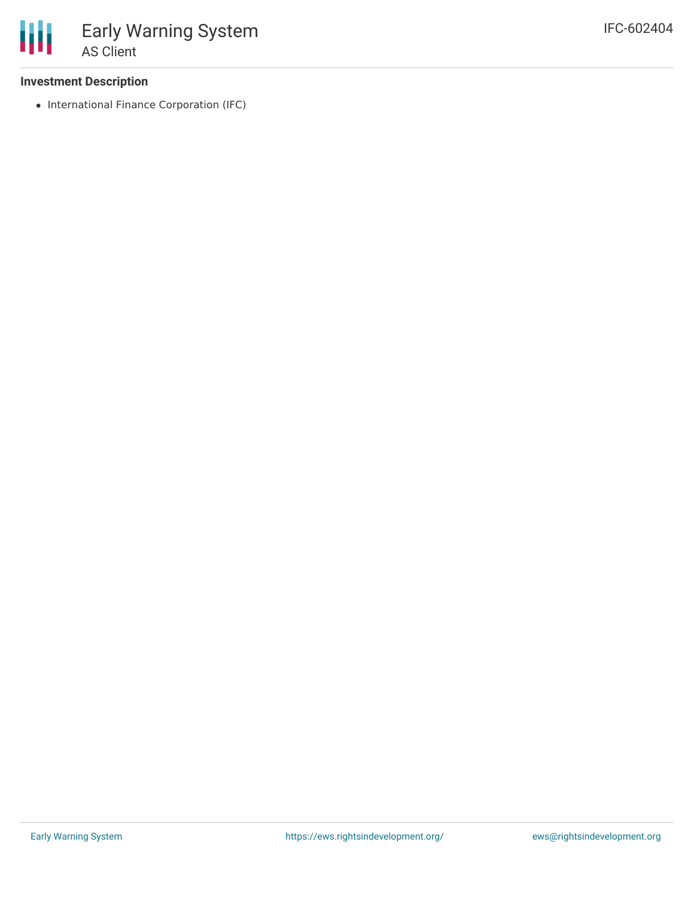## Investment Description

- International Finance Corporation (IFC)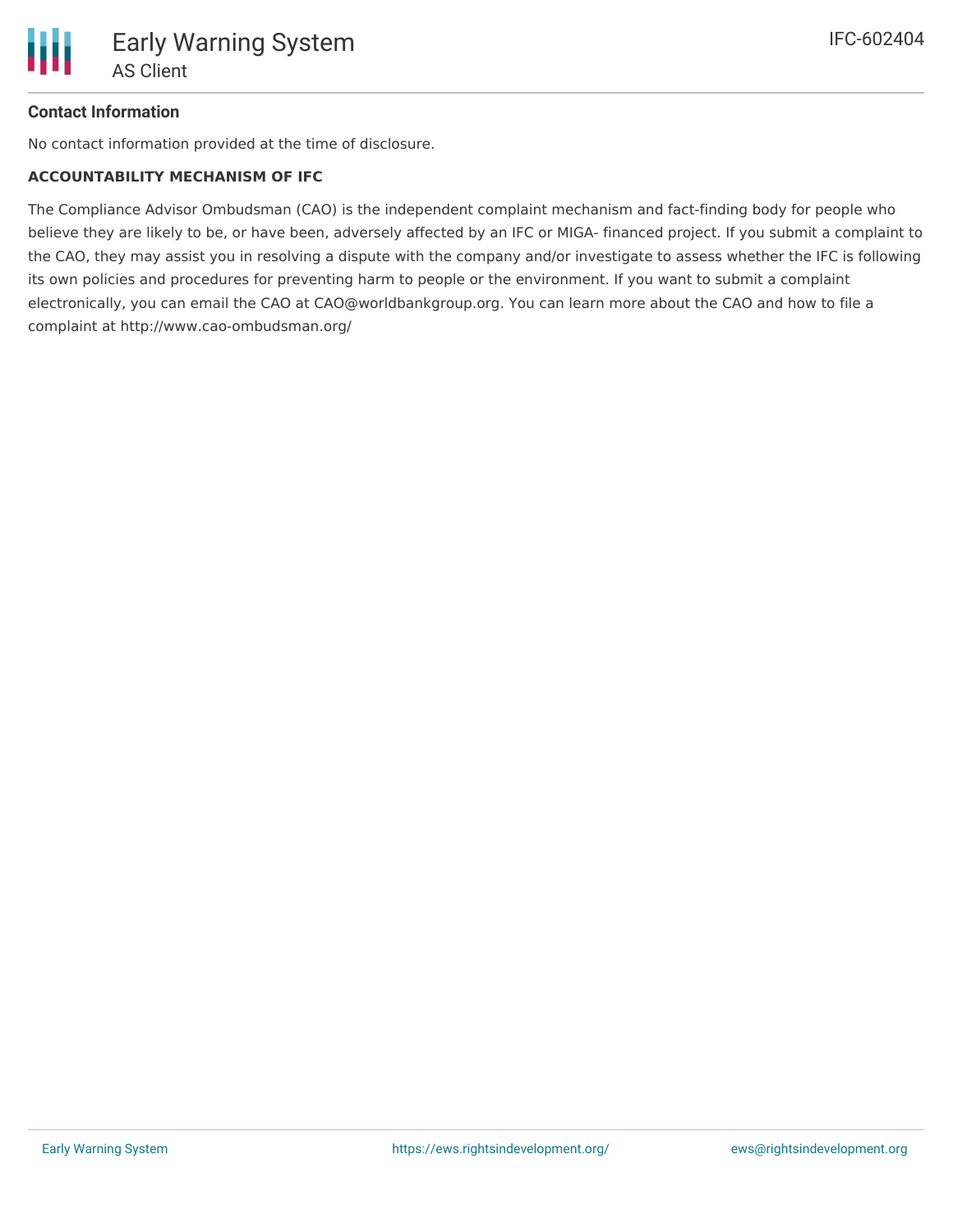**Contact Information**

No contact information provided at the time of disclosure.

**ACCOUNTABILITY MECHANISM OF IFC**

The Compliance Advisor Ombudsman (CAO) is the independent complaint mechanism and fact-finding body for people who believe they are likely to be, or have been, adversely affected by an IFC or MIGA- financed project. If you submit a complaint to the CAO, they may assist you in resolving a dispute with the company and/or investigate to assess whether the IFC is following its own policies and procedures for preventing harm to people or the environment. If you want to submit a complaint electronically, you can email the CAO at CAO@worldbankgroup.org. You can learn more about the CAO and how to file a complaint at http://www.cao-ombudsman.org/